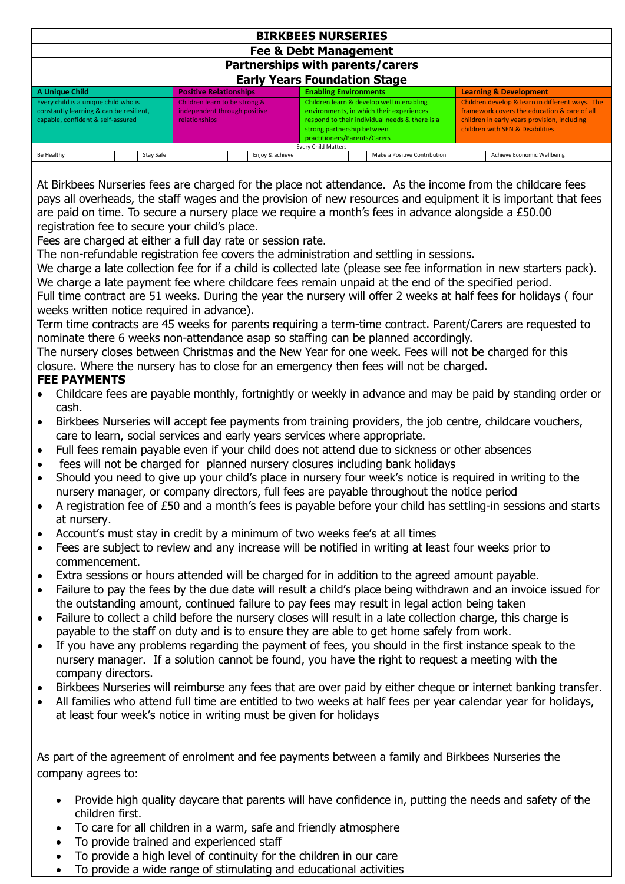# BIRKBEES NURSERIES

## Fee & Debt Management

## Partnerships with parents/carers

## Early Years Foundation Stage

| A Unique Child | Positive Relationships | Enabling Environments | Learning & Development |
|---|---|---|---|
| Every child is a unique child who is constantly learning & can be resilient, capable, confident & self-assured | Children learn to be strong & independent through positive relationships | Children learn & develop well in enabling environments, in which their experiences respond to their individual needs & there is a strong partnership between practitioners/Parents/Carers | Children develop & learn in different ways. The framework covers the education & care of all children in early years provision, including children with SEN & Disabilities |

Every Child Matters

| Be Healthy | Stay Safe | Enjoy & achieve | Make a Positive Contribution | Achieve Economic Wellbeing |
|---|---|---|---|---|

At Birkbees Nurseries fees are charged for the place not attendance. As the income from the childcare fees pays all overheads, the staff wages and the provision of new resources and equipment it is important that fees are paid on time. To secure a nursery place we require a month's fees in advance alongside a £50.00 registration fee to secure your child's place.

Fees are charged at either a full day rate or session rate.

The non-refundable registration fee covers the administration and settling in sessions.

We charge a late collection fee for if a child is collected late (please see fee information in new starters pack).

We charge a late payment fee where childcare fees remain unpaid at the end of the specified period.

Full time contract are 51 weeks. During the year the nursery will offer 2 weeks at half fees for holidays ( four weeks written notice required in advance).

Term time contracts are 45 weeks for parents requiring a term-time contract. Parent/Carers are requested to nominate there 6 weeks non-attendance asap so staffing can be planned accordingly.

The nursery closes between Christmas and the New Year for one week. Fees will not be charged for this closure. Where the nursery has to close for an emergency then fees will not be charged.

**FEE PAYMENTS**

- Childcare fees are payable monthly, fortnightly or weekly in advance and may be paid by standing order or cash.
- Birkbees Nurseries will accept fee payments from training providers, the job centre, childcare vouchers, care to learn, social services and early years services where appropriate.
- Full fees remain payable even if your child does not attend due to sickness or other absences
- fees will not be charged for planned nursery closures including bank holidays
- Should you need to give up your child's place in nursery four week's notice is required in writing to the nursery manager, or company directors, full fees are payable throughout the notice period
- A registration fee of £50 and a month's fees is payable before your child has settling-in sessions and starts at nursery.
- Account's must stay in credit by a minimum of two weeks fee's at all times
- Fees are subject to review and any increase will be notified in writing at least four weeks prior to commencement.
- Extra sessions or hours attended will be charged for in addition to the agreed amount payable.
- Failure to pay the fees by the due date will result a child's place being withdrawn and an invoice issued for the outstanding amount, continued failure to pay fees may result in legal action being taken
- Failure to collect a child before the nursery closes will result in a late collection charge, this charge is payable to the staff on duty and is to ensure they are able to get home safely from work.
- If you have any problems regarding the payment of fees, you should in the first instance speak to the nursery manager. If a solution cannot be found, you have the right to request a meeting with the company directors.
- Birkbees Nurseries will reimburse any fees that are over paid by either cheque or internet banking transfer.
- All families who attend full time are entitled to two weeks at half fees per year calendar year for holidays, at least four week's notice in writing must be given for holidays

As part of the agreement of enrolment and fee payments between a family and Birkbees Nurseries the company agrees to:

- Provide high quality daycare that parents will have confidence in, putting the needs and safety of the children first.
- To care for all children in a warm, safe and friendly atmosphere
- To provide trained and experienced staff
- To provide a high level of continuity for the children in our care
- To provide a wide range of stimulating and educational activities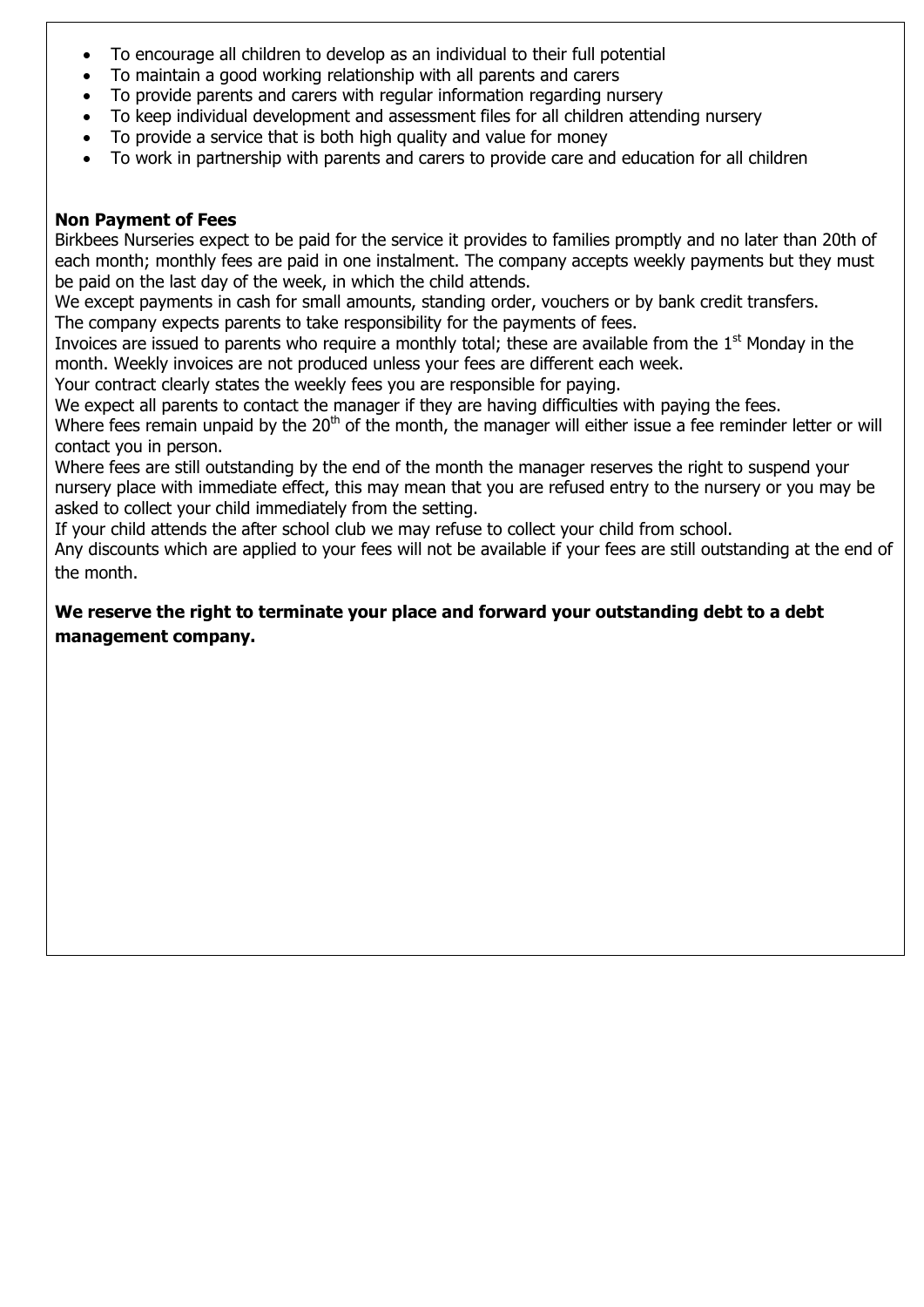- To encourage all children to develop as an individual to their full potential
- To maintain a good working relationship with all parents and carers
- To provide parents and carers with regular information regarding nursery
- To keep individual development and assessment files for all children attending nursery
- To provide a service that is both high quality and value for money
- To work in partnership with parents and carers to provide care and education for all children

**Non Payment of Fees**

Birkbees Nurseries expect to be paid for the service it provides to families promptly and no later than 20th of each month; monthly fees are paid in one instalment. The company accepts weekly payments but they must be paid on the last day of the week, in which the child attends.

We except payments in cash for small amounts, standing order, vouchers or by bank credit transfers.

The company expects parents to take responsibility for the payments of fees.

Invoices are issued to parents who require a monthly total; these are available from the 1st Monday in the month. Weekly invoices are not produced unless your fees are different each week.

Your contract clearly states the weekly fees you are responsible for paying.

We expect all parents to contact the manager if they are having difficulties with paying the fees.

Where fees remain unpaid by the 20th of the month, the manager will either issue a fee reminder letter or will contact you in person.

Where fees are still outstanding by the end of the month the manager reserves the right to suspend your nursery place with immediate effect, this may mean that you are refused entry to the nursery or you may be asked to collect your child immediately from the setting.

If your child attends the after school club we may refuse to collect your child from school.

Any discounts which are applied to your fees will not be available if your fees are still outstanding at the end of the month.

**We reserve the right to terminate your place and forward your outstanding debt to a debt management company.**